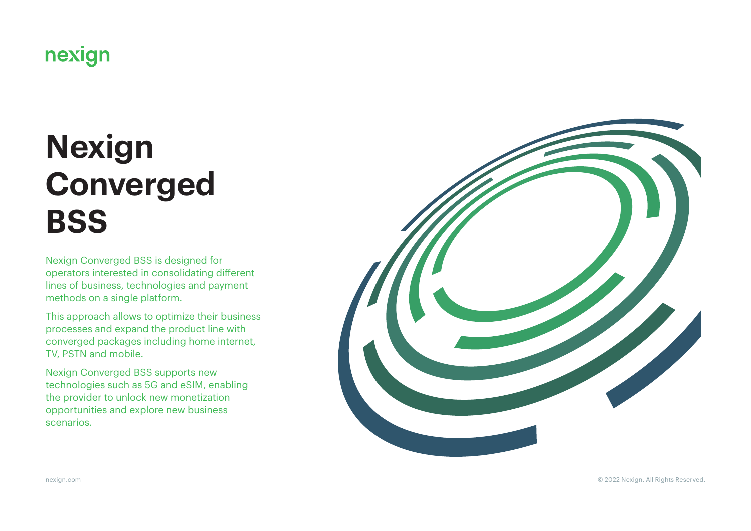nexign

# Nexign Converged BSS

Nexign Converged BSS is designed for operators interested in consolidating different lines of business, technologies and payment methods on a single platform.

This approach allows to optimize their business processes and expand the product line with converged packages including home internet, TV, PSTN and mobile.

Nexign Converged BSS supports new technologies such as 5G and eSIM, enabling the provider to unlock new monetization opportunities and explore new business scenarios.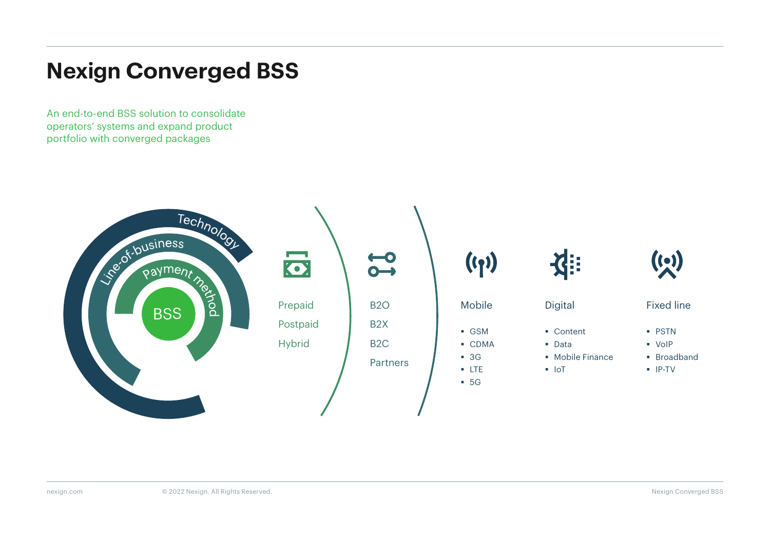# Nexign Converged BSS

An end-to-end BSS solution to consolidate operators' systems and expand product portfolio with converged packages

BSS

Payment method

Line-of-business

Technology

Prepaid
Postpaid
Hybrid

B2O
B2X
B2C
Partners

**Mobile**

- GSM
- CDMA
- 3G
- LTE
- 5G

**Digital**

- Content
- Data
- Mobile Finance
- IoT

**Fixed line**

- PSTN
- VoIP
- Broadband
- IP-TV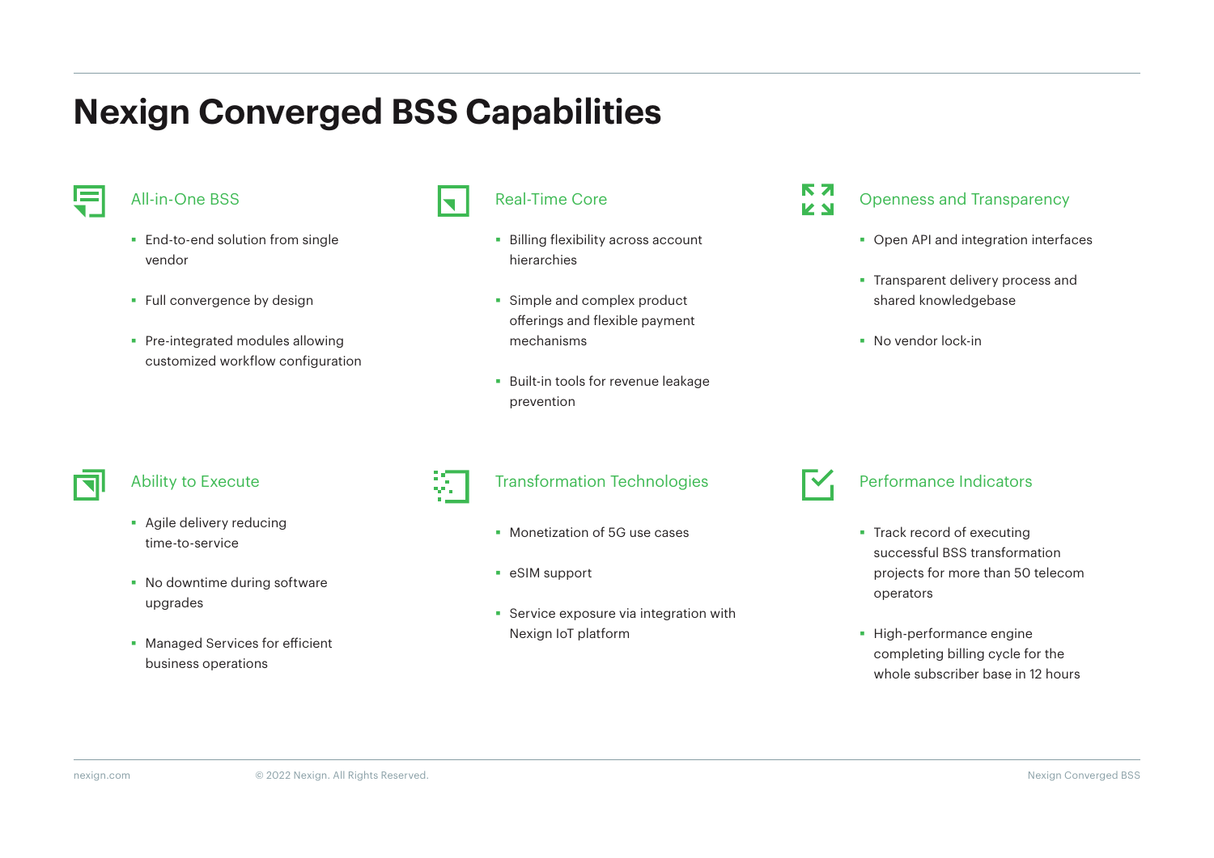# Nexign Converged BSS Capabilities

## All-in-One BSS

- End-to-end solution from single vendor
- Full convergence by design
- Pre-integrated modules allowing customized workflow configuration

## Real-Time Core

- Billing flexibility across account hierarchies
- Simple and complex product offerings and flexible payment mechanisms
- Built-in tools for revenue leakage prevention

## Openness and Transparency

- Open API and integration interfaces
- Transparent delivery process and shared knowledgebase
- No vendor lock-in

## Ability to Execute

- Agile delivery reducing time-to-service
- No downtime during software upgrades
- Managed Services for efficient business operations

## Transformation Technologies

- Monetization of 5G use cases
- eSIM support
- Service exposure via integration with Nexign IoT platform

## Performance Indicators

- Track record of executing successful BSS transformation projects for more than 50 telecom operators
- High-performance engine completing billing cycle for the whole subscriber base in 12 hours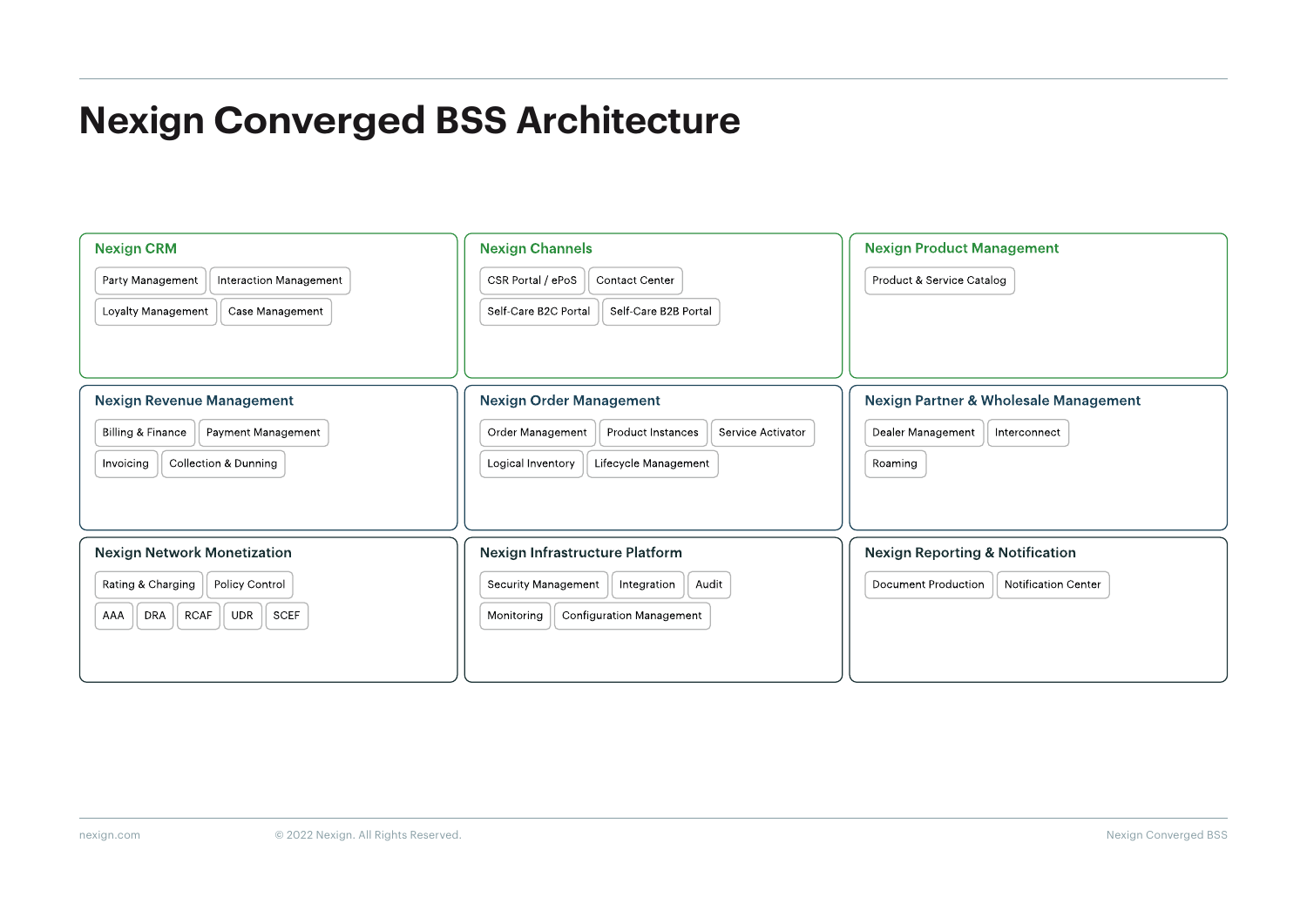# Nexign Converged BSS Architecture

## Nexign CRM

- Party Management
- Interaction Management
- Loyalty Management
- Case Management

## Nexign Channels

- CSR Portal / ePoS
- Contact Center
- Self-Care B2C Portal
- Self-Care B2B Portal

## Nexign Product Management

- Product & Service Catalog

## Nexign Revenue Management

- Billing & Finance
- Payment Management
- Invoicing
- Collection & Dunning

## Nexign Order Management

- Order Management
- Product Instances
- Service Activator
- Logical Inventory
- Lifecycle Management

## Nexign Partner & Wholesale Management

- Dealer Management
- Interconnect
- Roaming

## Nexign Network Monetization

- Rating & Charging
- Policy Control
- AAA
- DRA
- RCAF
- UDR
- SCEF

## Nexign Infrastructure Platform

- Security Management
- Integration
- Audit
- Monitoring
- Configuration Management

## Nexign Reporting & Notification

- Document Production
- Notification Center